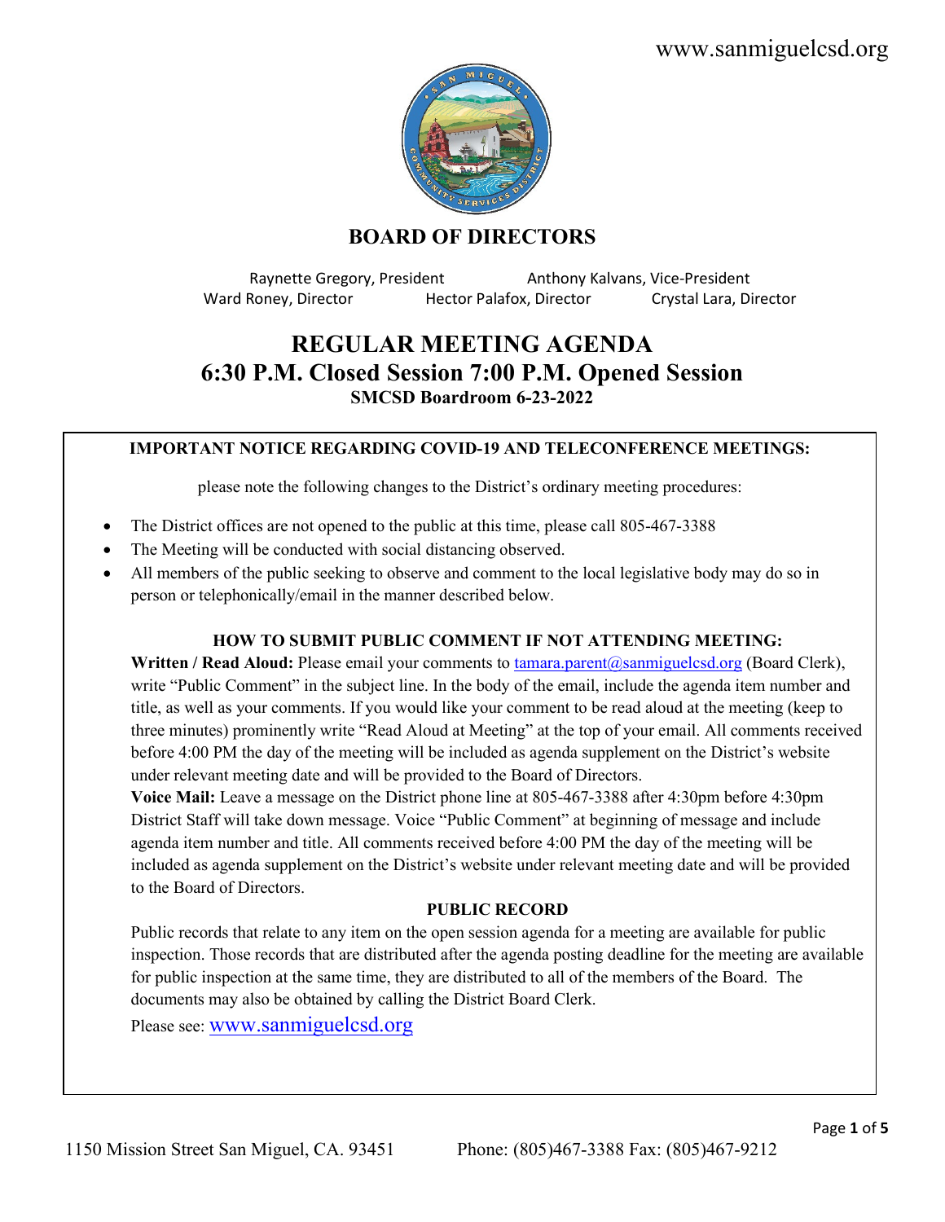www.sanmiguelcsd.org

# BOARD OF DIRECTORS

Raynette Gregory, President    Anthony Kalvans, Vice-President
Ward Roney, Director    Hector Palafox, Director    Crystal Lara, Director

# REGULAR MEETING AGENDA
## 6:30 P.M. Closed Session 7:00 P.M. Opened Session
### SMCSD Boardroom 6-23-2022

**IMPORTANT NOTICE REGARDING COVID-19 AND TELECONFERENCE MEETINGS:**

please note the following changes to the District's ordinary meeting procedures:

- The District offices are not opened to the public at this time, please call 805-467-3388
- The Meeting will be conducted with social distancing observed.
- All members of the public seeking to observe and comment to the local legislative body may do so in person or telephonically/email in the manner described below.

**HOW TO SUBMIT PUBLIC COMMENT IF NOT ATTENDING MEETING:**

**Written / Read Aloud:** Please email your comments to tamara.parent@sanmiguelcsd.org (Board Clerk), write "Public Comment" in the subject line. In the body of the email, include the agenda item number and title, as well as your comments. If you would like your comment to be read aloud at the meeting (keep to three minutes) prominently write "Read Aloud at Meeting" at the top of your email. All comments received before 4:00 PM the day of the meeting will be included as agenda supplement on the District's website under relevant meeting date and will be provided to the Board of Directors.

**Voice Mail:** Leave a message on the District phone line at 805-467-3388 after 4:30pm before 4:30pm District Staff will take down message. Voice "Public Comment" at beginning of message and include agenda item number and title. All comments received before 4:00 PM the day of the meeting will be included as agenda supplement on the District's website under relevant meeting date and will be provided to the Board of Directors.

**PUBLIC RECORD**

Public records that relate to any item on the open session agenda for a meeting are available for public inspection. Those records that are distributed after the agenda posting deadline for the meeting are available for public inspection at the same time, they are distributed to all of the members of the Board. The documents may also be obtained by calling the District Board Clerk.

Please see: www.sanmiguelcsd.org

1150 Mission Street San Miguel, CA. 93451    Phone: (805)467-3388 Fax: (805)467-9212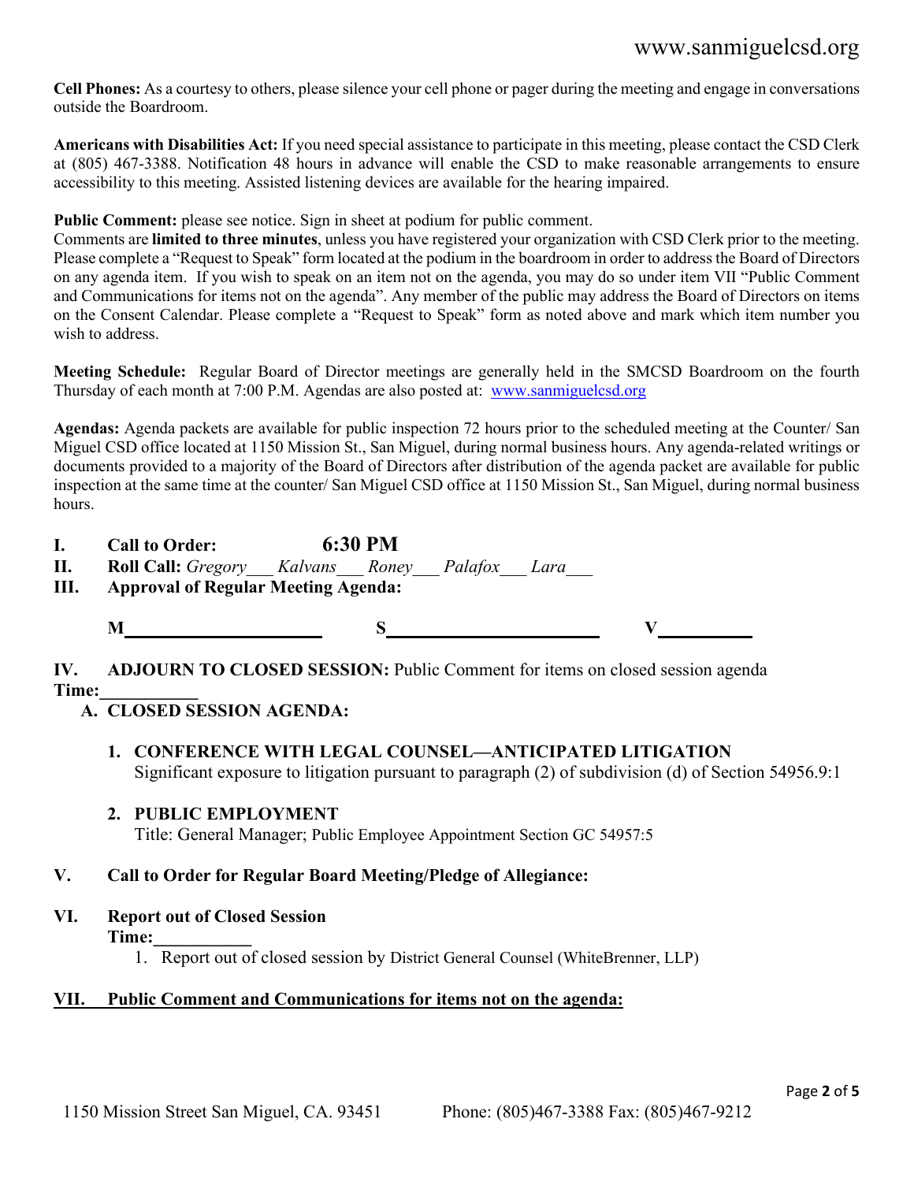**Cell Phones:** As a courtesy to others, please silence your cell phone or pager during the meeting and engage in conversations outside the Boardroom.

**Americans with Disabilities Act:** If you need special assistance to participate in this meeting, please contact the CSD Clerk at (805) 467-3388. Notification 48 hours in advance will enable the CSD to make reasonable arrangements to ensure accessibility to this meeting. Assisted listening devices are available for the hearing impaired.

**Public Comment:** please see notice. Sign in sheet at podium for public comment.
Comments are **limited to three minutes**, unless you have registered your organization with CSD Clerk prior to the meeting. Please complete a "Request to Speak" form located at the podium in the boardroom in order to address the Board of Directors on any agenda item. If you wish to speak on an item not on the agenda, you may do so under item VII "Public Comment and Communications for items not on the agenda". Any member of the public may address the Board of Directors on items on the Consent Calendar. Please complete a "Request to Speak" form as noted above and mark which item number you wish to address.

**Meeting Schedule:** Regular Board of Director meetings are generally held in the SMCSD Boardroom on the fourth Thursday of each month at 7:00 P.M. Agendas are also posted at: www.sanmiguelcsd.org

**Agendas:** Agenda packets are available for public inspection 72 hours prior to the scheduled meeting at the Counter/ San Miguel CSD office located at 1150 Mission St., San Miguel, during normal business hours. Any agenda-related writings or documents provided to a majority of the Board of Directors after distribution of the agenda packet are available for public inspection at the same time at the counter/ San Miguel CSD office at 1150 Mission St., San Miguel, during normal business hours.

**I. Call to Order:** **6:30 PM**

**II. Roll Call:** *Gregory*___ *Kalvans*___ *Roney*___ *Palafox*___ *Lara*___

**III. Approval of Regular Meeting Agenda:**

**M**____________________ **S**____________________ **V**__________

**IV. ADJOURN TO CLOSED SESSION:** Public Comment for items on closed session agenda
**Time:**__________

**A. CLOSED SESSION AGENDA:**

1. **CONFERENCE WITH LEGAL COUNSEL—ANTICIPATED LITIGATION**
   Significant exposure to litigation pursuant to paragraph (2) of subdivision (d) of Section 54956.9:1

2. **PUBLIC EMPLOYMENT**
   Title: General Manager; Public Employee Appointment Section GC 54957:5

**V. Call to Order for Regular Board Meeting/Pledge of Allegiance:**

**VI. Report out of Closed Session**
**Time:**__________

1. Report out of closed session by District General Counsel (WhiteBrenner, LLP)

**VII. Public Comment and Communications for items not on the agenda:**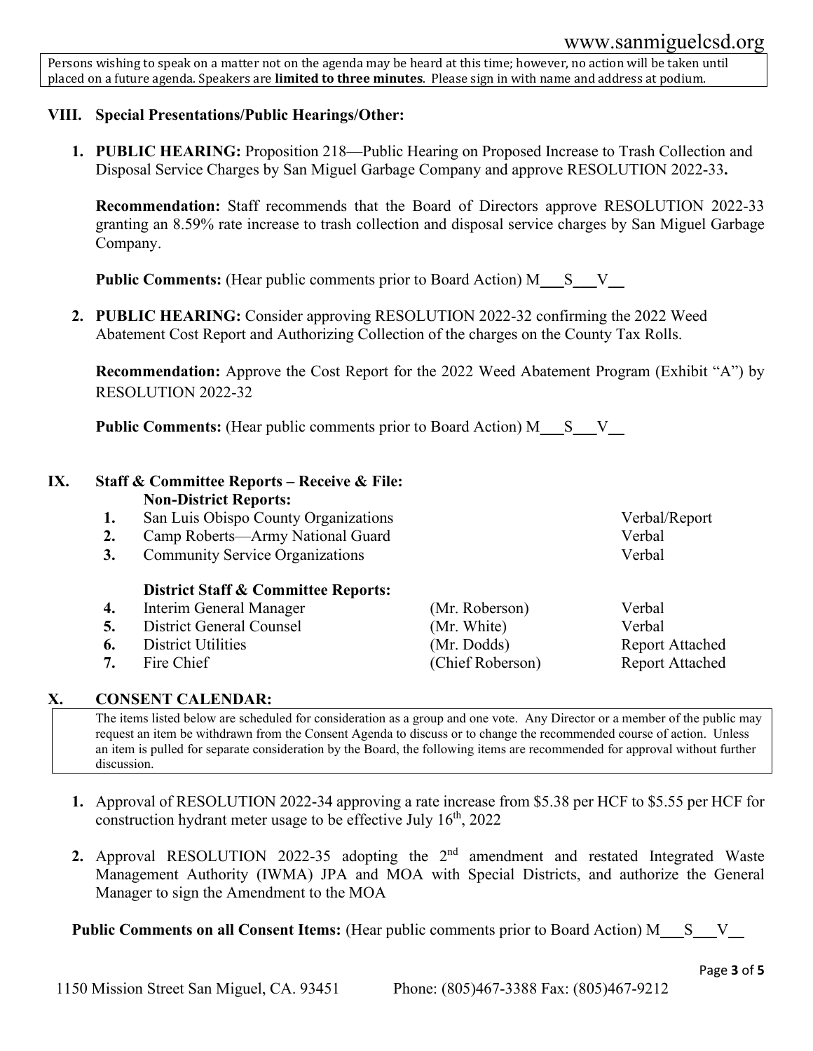Persons wishing to speak on a matter not on the agenda may be heard at this time; however, no action will be taken until placed on a future agenda. Speakers are **limited to three minutes**. Please sign in with name and address at podium.

## VIII. Special Presentations/Public Hearings/Other:

1. **PUBLIC HEARING:** Proposition 218—Public Hearing on Proposed Increase to Trash Collection and Disposal Service Charges by San Miguel Garbage Company and approve RESOLUTION 2022-33**.**

   **Recommendation:** Staff recommends that the Board of Directors approve RESOLUTION 2022-33 granting an 8.59% rate increase to trash collection and disposal service charges by San Miguel Garbage Company.

   **Public Comments:** (Hear public comments prior to Board Action) M___S___V__

2. **PUBLIC HEARING:** Consider approving RESOLUTION 2022-32 confirming the 2022 Weed Abatement Cost Report and Authorizing Collection of the charges on the County Tax Rolls.

   **Recommendation:** Approve the Cost Report for the 2022 Weed Abatement Program (Exhibit "A") by RESOLUTION 2022-32

   **Public Comments:** (Hear public comments prior to Board Action) M___S___V__

## IX. Staff & Committee Reports – Receive & File:

**Non-District Reports:**

| | | | |
|---|---|---|---|
| 1. | San Luis Obispo County Organizations | | Verbal/Report |
| 2. | Camp Roberts—Army National Guard | | Verbal |
| 3. | Community Service Organizations | | Verbal |

**District Staff & Committee Reports:**

| | | | |
|---|---|---|---|
| 4. | Interim General Manager | (Mr. Roberson) | Verbal |
| 5. | District General Counsel | (Mr. White) | Verbal |
| 6. | District Utilities | (Mr. Dodds) | Report Attached |
| 7. | Fire Chief | (Chief Roberson) | Report Attached |

## X. CONSENT CALENDAR:

The items listed below are scheduled for consideration as a group and one vote. Any Director or a member of the public may request an item be withdrawn from the Consent Agenda to discuss or to change the recommended course of action. Unless an item is pulled for separate consideration by the Board, the following items are recommended for approval without further discussion.

1. Approval of RESOLUTION 2022-34 approving a rate increase from \$5.38 per HCF to \$5.55 per HCF for construction hydrant meter usage to be effective July 16th, 2022

2. Approval RESOLUTION 2022-35 adopting the 2nd amendment and restated Integrated Waste Management Authority (IWMA) JPA and MOA with Special Districts, and authorize the General Manager to sign the Amendment to the MOA

**Public Comments on all Consent Items:** (Hear public comments prior to Board Action) M___S___V__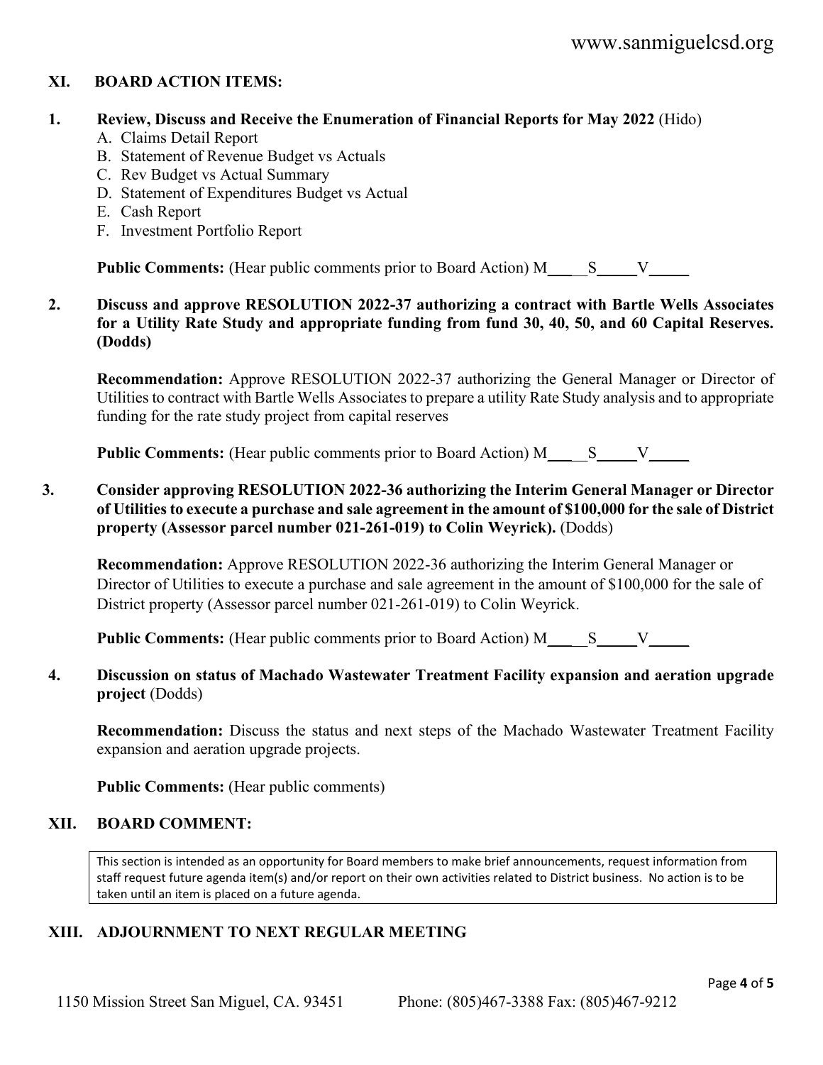## XI. BOARD ACTION ITEMS:

**1. Review, Discuss and Receive the Enumeration of Financial Reports for May 2022** (Hido)

A. Claims Detail Report
B. Statement of Revenue Budget vs Actuals
C. Rev Budget vs Actual Summary
D. Statement of Expenditures Budget vs Actual
E. Cash Report
F. Investment Portfolio Report

**Public Comments:** (Hear public comments prior to Board Action) M\_\_\_\_\_S\_\_\_\_\_V\_\_\_\_\_

**2. Discuss and approve RESOLUTION 2022-37 authorizing a contract with Bartle Wells Associates for a Utility Rate Study and appropriate funding from fund 30, 40, 50, and 60 Capital Reserves. (Dodds)**

**Recommendation:** Approve RESOLUTION 2022-37 authorizing the General Manager or Director of Utilities to contract with Bartle Wells Associates to prepare a utility Rate Study analysis and to appropriate funding for the rate study project from capital reserves

**Public Comments:** (Hear public comments prior to Board Action) M\_\_\_\_\_S\_\_\_\_\_V\_\_\_\_\_

**3. Consider approving RESOLUTION 2022-36 authorizing the Interim General Manager or Director of Utilities to execute a purchase and sale agreement in the amount of $100,000 for the sale of District property (Assessor parcel number 021-261-019) to Colin Weyrick.** (Dodds)

**Recommendation:** Approve RESOLUTION 2022-36 authorizing the Interim General Manager or Director of Utilities to execute a purchase and sale agreement in the amount of $100,000 for the sale of District property (Assessor parcel number 021-261-019) to Colin Weyrick.

**Public Comments:** (Hear public comments prior to Board Action) M\_\_\_\_\_S\_\_\_\_\_V\_\_\_\_\_

**4. Discussion on status of Machado Wastewater Treatment Facility expansion and aeration upgrade project** (Dodds)

**Recommendation:** Discuss the status and next steps of the Machado Wastewater Treatment Facility expansion and aeration upgrade projects.

**Public Comments:** (Hear public comments)

## XII. BOARD COMMENT:

This section is intended as an opportunity for Board members to make brief announcements, request information from staff request future agenda item(s) and/or report on their own activities related to District business. No action is to be taken until an item is placed on a future agenda.

## XIII. ADJOURNMENT TO NEXT REGULAR MEETING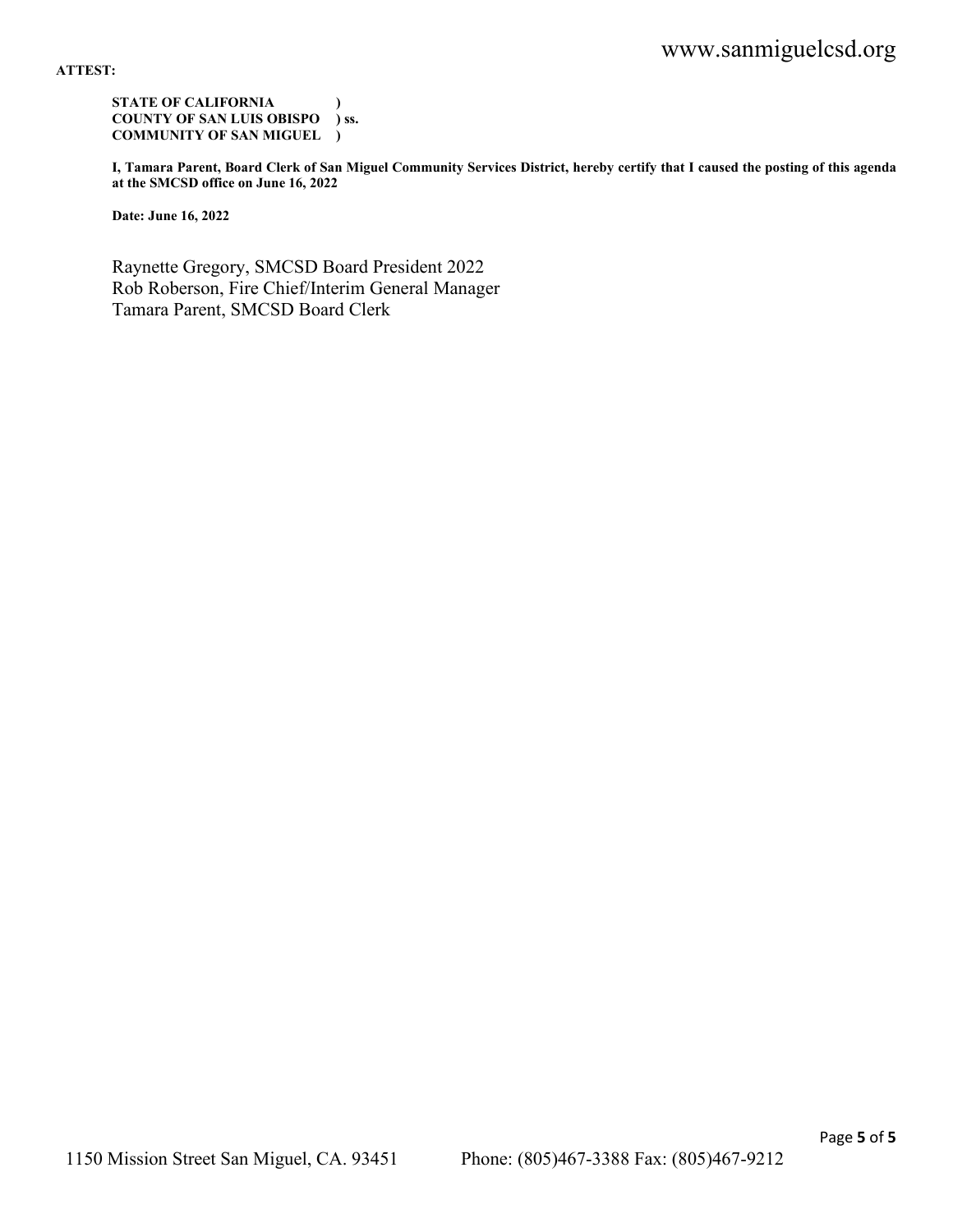**ATTEST:**

**STATE OF CALIFORNIA )**
**COUNTY OF SAN LUIS OBISPO ) ss.**
**COMMUNITY OF SAN MIGUEL )**

**I, Tamara Parent, Board Clerk of San Miguel Community Services District, hereby certify that I caused the posting of this agenda at the SMCSD office on June 16, 2022**

**Date: June 16, 2022**

Raynette Gregory, SMCSD Board President 2022
Rob Roberson, Fire Chief/Interim General Manager
Tamara Parent, SMCSD Board Clerk